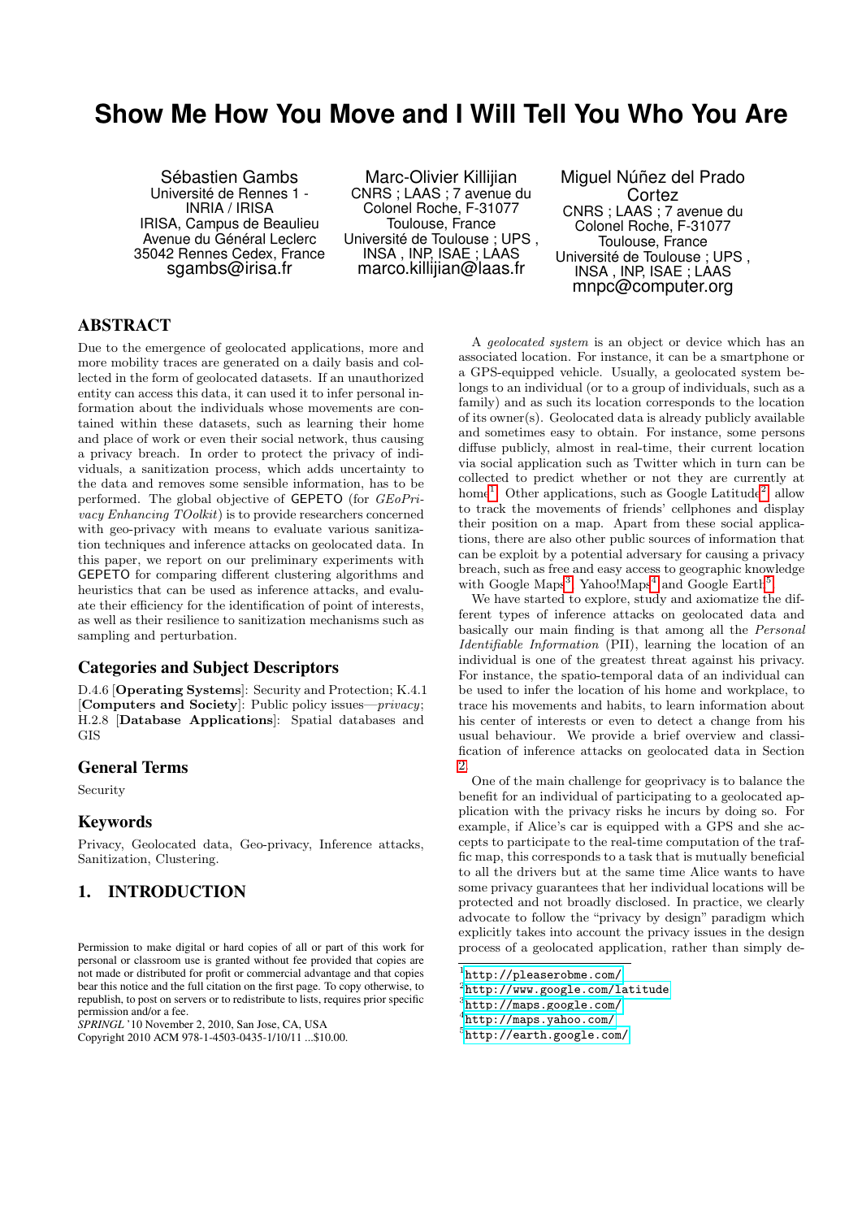# Show Me How You Move and I Will Tell You Who You Are

Sébastien Gambs
Université de Rennes 1 - INRIA / IRISA
IRISA, Campus de Beaulieu
Avenue du Général Leclerc
35042 Rennes Cedex, France
sgambs@irisa.fr

Marc-Olivier Killijian
CNRS ; LAAS ; 7 avenue du Colonel Roche, F-31077 Toulouse, France
Université de Toulouse ; UPS , INSA , INP, ISAE ; LAAS
marco.killijian@laas.fr

Miguel Núñez del Prado Cortez
CNRS ; LAAS ; 7 avenue du Colonel Roche, F-31077 Toulouse, France
Université de Toulouse ; UPS , INSA , INP, ISAE ; LAAS
mnpc@computer.org

## ABSTRACT

Due to the emergence of geolocated applications, more and more mobility traces are generated on a daily basis and collected in the form of geolocated datasets. If an unauthorized entity can access this data, it can used it to infer personal information about the individuals whose movements are contained within these datasets, such as learning their home and place of work or even their social network, thus causing a privacy breach. In order to protect the privacy of individuals, a sanitization process, which adds uncertainty to the data and removes some sensible information, has to be performed. The global objective of GEPETO (for *GEoPrivacy Enhancing TOolkit*) is to provide researchers concerned with geo-privacy with means to evaluate various sanitization techniques and inference attacks on geolocated data. In this paper, we report on our preliminary experiments with GEPETO for comparing different clustering algorithms and heuristics that can be used as inference attacks, and evaluate their efficiency for the identification of point of interests, as well as their resilience to sanitization mechanisms such as sampling and perturbation.

## Categories and Subject Descriptors

D.4.6 [**Operating Systems**]: Security and Protection; K.4.1 [**Computers and Society**]: Public policy issues—*privacy*; H.2.8 [**Database Applications**]: Spatial databases and GIS

## General Terms

Security

## Keywords

Privacy, Geolocated data, Geo-privacy, Inference attacks, Sanitization, Clustering.

## 1. INTRODUCTION

A *geolocated system* is an object or device which has an associated location. For instance, it can be a smartphone or a GPS-equipped vehicle. Usually, a geolocated system belongs to an individual (or to a group of individuals, such as a family) and as such its location corresponds to the location of its owner(s). Geolocated data is already publicly available and sometimes easy to obtain. For instance, some persons diffuse publicly, almost in real-time, their current location via social application such as Twitter which in turn can be collected to predict whether or not they are currently at home[1]. Other applications, such as Google Latitude[2], allow to track the movements of friends' cellphones and display their position on a map. Apart from these social applications, there are also other public sources of information that can be exploit by a potential adversary for causing a privacy breach, such as free and easy access to geographic knowledge with Google Maps[3], Yahoo!Maps[4] and Google Earth[5].

We have started to explore, study and axiomatize the different types of inference attacks on geolocated data and basically our main finding is that among all the *Personal Identifiable Information* (PII), learning the location of an individual is one of the greatest threat against his privacy. For instance, the spatio-temporal data of an individual can be used to infer the location of his home and workplace, to trace his movements and habits, to learn information about his center of interests or even to detect a change from his usual behaviour. We provide a brief overview and classification of inference attacks on geolocated data in Section 2.

One of the main challenge for geoprivacy is to balance the benefit for an individual of participating to a geolocated application with the privacy risks he incurs by doing so. For example, if Alice's car is equipped with a GPS and she accepts to participate to the real-time computation of the traffic map, this corresponds to a task that is mutually beneficial to all the drivers but at the same time Alice wants to have some privacy guarantees that her individual locations will be protected and not broadly disclosed. In practice, we clearly advocate to follow the "privacy by design" paradigm which explicitly takes into account the privacy issues in the design process of a geolocated application, rather than simply de-

[1] http://pleaserobme.com/
[2] http://www.google.com/latitude
[3] http://maps.google.com/
[4] http://maps.yahoo.com/
[5] http://earth.google.com/

Permission to make digital or hard copies of all or part of this work for personal or classroom use is granted without fee provided that copies are not made or distributed for profit or commercial advantage and that copies bear this notice and the full citation on the first page. To copy otherwise, to republish, to post on servers or to redistribute to lists, requires prior specific permission and/or a fee.
*SPRINGL* '10 November 2, 2010, San Jose, CA, USA
Copyright 2010 ACM 978-1-4503-0435-1/10/11 ...$10.00.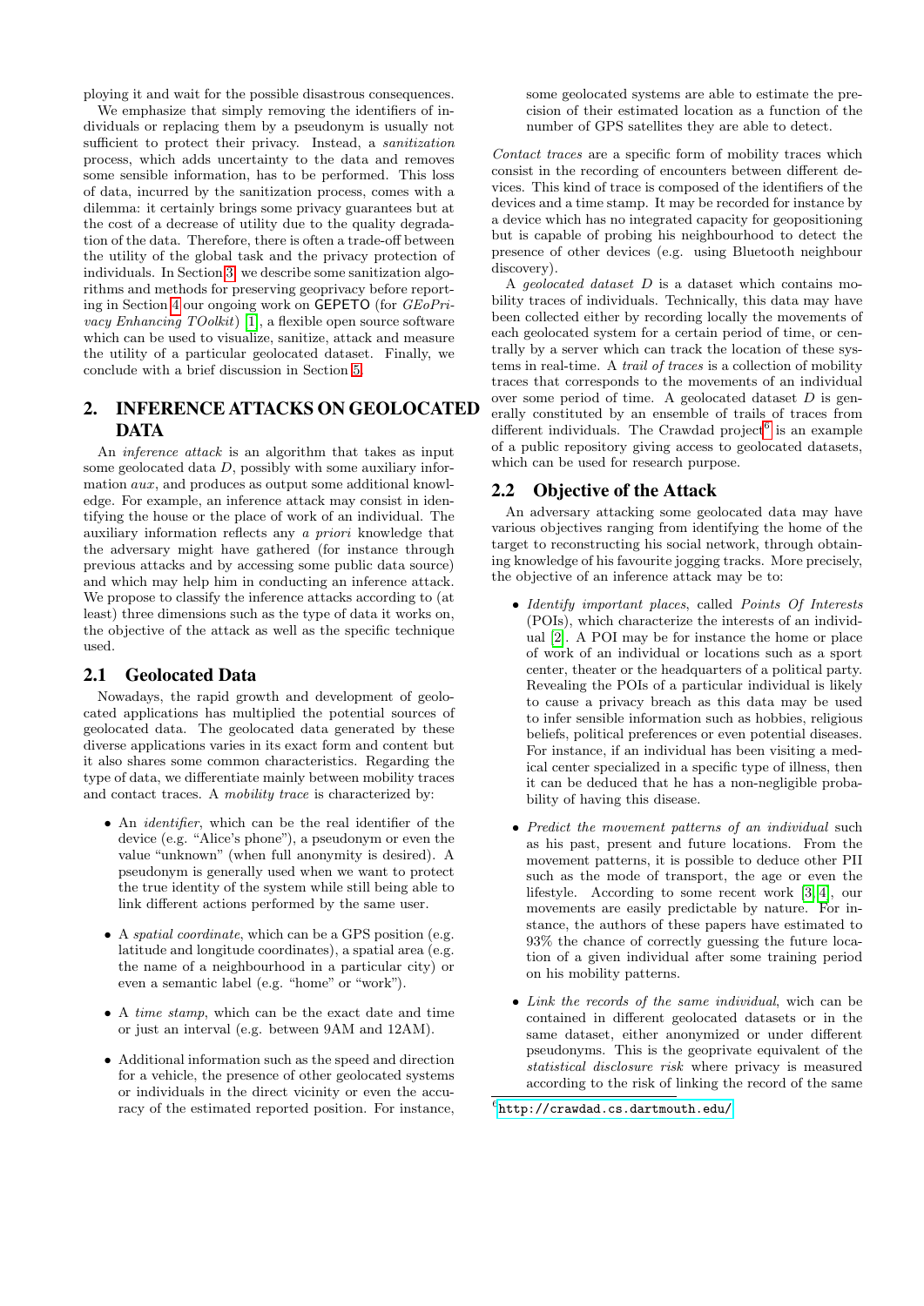ploying it and wait for the possible disastrous consequences.

We emphasize that simply removing the identifiers of individuals or replacing them by a pseudonym is usually not sufficient to protect their privacy. Instead, a *sanitization* process, which adds uncertainty to the data and removes some sensible information, has to be performed. This loss of data, incurred by the sanitization process, comes with a dilemma: it certainly brings some privacy guarantees but at the cost of a decrease of utility due to the quality degradation of the data. Therefore, there is often a trade-off between the utility of the global task and the privacy protection of individuals. In Section 3, we describe some sanitization algorithms and methods for preserving geoprivacy before reporting in Section 4 our ongoing work on GEPETO (for *GEoPrivacy Enhancing TOolkit*) [1], a flexible open source software which can be used to visualize, sanitize, attack and measure the utility of a particular geolocated dataset. Finally, we conclude with a brief discussion in Section 5.

## 2. INFERENCE ATTACKS ON GEOLOCATED DATA

An *inference attack* is an algorithm that takes as input some geolocated data $D$, possibly with some auxiliary information *aux*, and produces as output some additional knowledge. For example, an inference attack may consist in identifying the house or the place of work of an individual. The auxiliary information reflects any *a priori* knowledge that the adversary might have gathered (for instance through previous attacks and by accessing some public data source) and which may help him in conducting an inference attack. We propose to classify the inference attacks according to (at least) three dimensions such as the type of data it works on, the objective of the attack as well as the specific technique used.

### 2.1 Geolocated Data

Nowadays, the rapid growth and development of geolocated applications has multiplied the potential sources of geolocated data. The geolocated data generated by these diverse applications varies in its exact form and content but it also shares some common characteristics. Regarding the type of data, we differentiate mainly between mobility traces and contact traces. A *mobility trace* is characterized by:

- An *identifier*, which can be the real identifier of the device (e.g. "Alice's phone"), a pseudonym or even the value "unknown" (when full anonymity is desired). A pseudonym is generally used when we want to protect the true identity of the system while still being able to link different actions performed by the same user.
- A *spatial coordinate*, which can be a GPS position (e.g. latitude and longitude coordinates), a spatial area (e.g. the name of a neighbourhood in a particular city) or even a semantic label (e.g. "home" or "work").
- A *time stamp*, which can be the exact date and time or just an interval (e.g. between 9AM and 12AM).
- Additional information such as the speed and direction for a vehicle, the presence of other geolocated systems or individuals in the direct vicinity or even the accuracy of the estimated reported position. For instance, some geolocated systems are able to estimate the precision of their estimated location as a function of the number of GPS satellites they are able to detect.

*Contact traces* are a specific form of mobility traces which consist in the recording of encounters between different devices. This kind of trace is composed of the identifiers of the devices and a time stamp. It may be recorded for instance by a device which has no integrated capacity for geopositioning but is capable of probing his neighbourhood to detect the presence of other devices (e.g. using Bluetooth neighbour discovery).

A *geolocated dataset* $D$ is a dataset which contains mobility traces of individuals. Technically, this data may have been collected either by recording locally the movements of each geolocated system for a certain period of time, or centrally by a server which can track the location of these systems in real-time. A *trail of traces* is a collection of mobility traces that corresponds to the movements of an individual over some period of time. A geolocated dataset $D$ is generally constituted by an ensemble of trails of traces from different individuals. The Crawdad project[6] is an example of a public repository giving access to geolocated datasets, which can be used for research purpose.

### 2.2 Objective of the Attack

An adversary attacking some geolocated data may have various objectives ranging from identifying the home of the target to reconstructing his social network, through obtaining knowledge of his favourite jogging tracks. More precisely, the objective of an inference attack may be to:

- *Identify important places*, called *Points Of Interests* (POIs), which characterize the interests of an individual [2]. A POI may be for instance the home or place of work of an individual or locations such as a sport center, theater or the headquarters of a political party. Revealing the POIs of a particular individual is likely to cause a privacy breach as this data may be used to infer sensible information such as hobbies, religious beliefs, political preferences or even potential diseases. For instance, if an individual has been visiting a medical center specialized in a specific type of illness, then it can be deduced that he has a non-negligible probability of having this disease.
- *Predict the movement patterns of an individual* such as his past, present and future locations. From the movement patterns, it is possible to deduce other PII such as the mode of transport, the age or even the lifestyle. According to some recent work [3, 4], our movements are easily predictable by nature. For instance, the authors of these papers have estimated to 93% the chance of correctly guessing the future location of a given individual after some training period on his mobility patterns.
- *Link the records of the same individual*, wich can be contained in different geolocated datasets or in the same dataset, either anonymized or under different pseudonyms. This is the geoprivate equivalent of the *statistical disclosure risk* where privacy is measured according to the risk of linking the record of the same

[6] http://crawdad.cs.dartmouth.edu/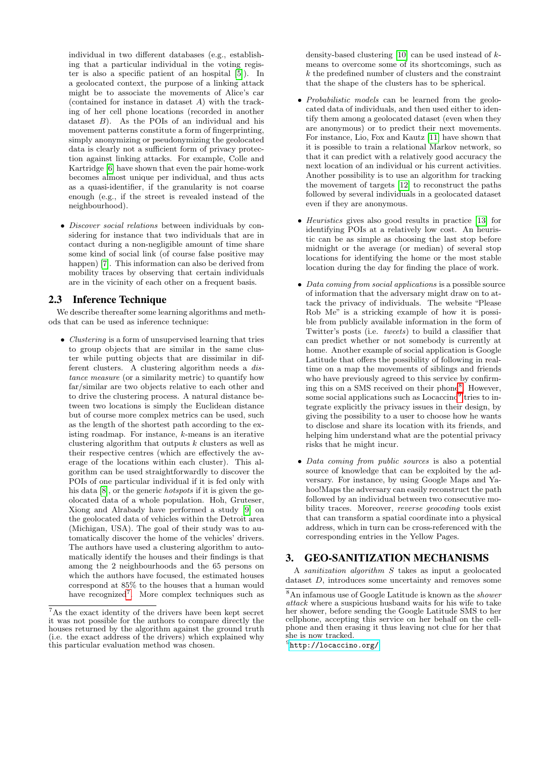individual in two different databases (e.g., establishing that a particular individual in the voting register is also a specific patient of an hospital [5]). In a geolocated context, the purpose of a linking attack might be to associate the movements of Alice's car (contained for instance in dataset $A$) with the tracking of her cell phone locations (recorded in another dataset $B$). As the POIs of an individual and his movement patterns constitute a form of fingerprinting, simply anonymizing or pseudonymizing the geolocated data is clearly not a sufficient form of privacy protection against linking attacks. For example, Colle and Kartridge [6] have shown that even the pair home-work becomes almost unique per individual, and thus acts as a quasi-identifier, if the granularity is not coarse enough (e.g., if the street is revealed instead of the neighbourhood).

- *Discover social relations* between individuals by considering for instance that two individuals that are in contact during a non-negligible amount of time share some kind of social link (of course false positive may happen) [7]. This information can also be derived from mobility traces by observing that certain individuals are in the vicinity of each other on a frequent basis.

## 2.3 Inference Technique

We describe thereafter some learning algorithms and methods that can be used as inference technique:

- *Clustering* is a form of unsupervised learning that tries to group objects that are similar in the same cluster while putting objects that are dissimilar in different clusters. A clustering algorithm needs a *distance measure* (or a similarity metric) to quantify how far/similar are two objects relative to each other and to drive the clustering process. A natural distance between two locations is simply the Euclidean distance but of course more complex metrics can be used, such as the length of the shortest path according to the existing roadmap. For instance, $k$-means is an iterative clustering algorithm that outputs $k$ clusters as well as their respective centres (which are effectively the average of the locations within each cluster). This algorithm can be used straightforwardly to discover the POIs of one particular individual if it is fed only with his data [8], or the generic *hotspots* if it is given the geolocated data of a whole population. Hoh, Gruteser, Xiong and Alrabady have performed a study [9] on the geolocated data of vehicles within the Detroit area (Michigan, USA). The goal of their study was to automatically discover the home of the vehicles' drivers. The authors have used a clustering algorithm to automatically identify the houses and their findings is that among the 2 neighbourhoods and the 65 persons on which the authors have focused, the estimated houses correspond at 85% to the houses that a human would have recognized[7]. More complex techniques such as density-based clustering [10] can be used instead of $k$-means to overcome some of its shortcomings, such as $k$ the predefined number of clusters and the constraint that the shape of the clusters has to be spherical.

- *Probabilistic models* can be learned from the geolocated data of individuals, and then used either to identify them among a geolocated dataset (even when they are anonymous) or to predict their next movements. For instance, Lio, Fox and Kautz [11] have shown that it is possible to train a relational Markov network, so that it can predict with a relatively good accuracy the next location of an individual or his current activities. Another possibility is to use an algorithm for tracking the movement of targets [12] to reconstruct the paths followed by several individuals in a geolocated dataset even if they are anonymous.

- *Heuristics* gives also good results in practice [13] for identifying POIs at a relatively low cost. An heuristic can be as simple as choosing the last stop before midnight or the average (or median) of several stop locations for identifying the home or the most stable location during the day for finding the place of work.

- *Data coming from social applications* is a possible source of information that the adversary might draw on to attack the privacy of individuals. The website "Please Rob Me" is a striking example of how it is possible from publicly available information in the form of Twitter's posts (i.e. *tweets*) to build a classifier that can predict whether or not somebody is currently at home. Another example of social application is Google Latitude that offers the possibility of following in real-time on a map the movements of siblings and friends who have previously agreed to this service by confirming this on a SMS received on their phone[8]. However, some social applications such as Locaccino[9] tries to integrate explicitly the privacy issues in their design, by giving the possibility to a user to choose how he wants to disclose and share its location with its friends, and helping him understand what are the potential privacy risks that he might incur.

- *Data coming from public sources* is also a potential source of knowledge that can be exploited by the adversary. For instance, by using Google Maps and Yahoo!Maps the adversary can easily reconstruct the path followed by an individual between two consecutive mobility traces. Moreover, *reverse geocoding* tools exist that can transform a spatial coordinate into a physical address, which in turn can be cross-referenced with the corresponding entries in the Yellow Pages.

# 3. GEO-SANITIZATION MECHANISMS

A *sanitization algorithm* $S$ takes as input a geolocated dataset $D$, introduces some uncertainty and removes some

[7] As the exact identity of the drivers have been kept secret it was not possible for the authors to compare directly the houses returned by the algorithm against the ground truth (i.e. the exact address of the drivers) which explained why this particular evaluation method was chosen.

[8] An infamous use of Google Latitude is known as the *shower attack* where a suspicious husband waits for his wife to take her shower, before sending the Google Latitude SMS to her cellphone, accepting this service on her behalf on the cellphone and then erasing it thus leaving not clue for her that she is now tracked.

[9] http://locaccino.org/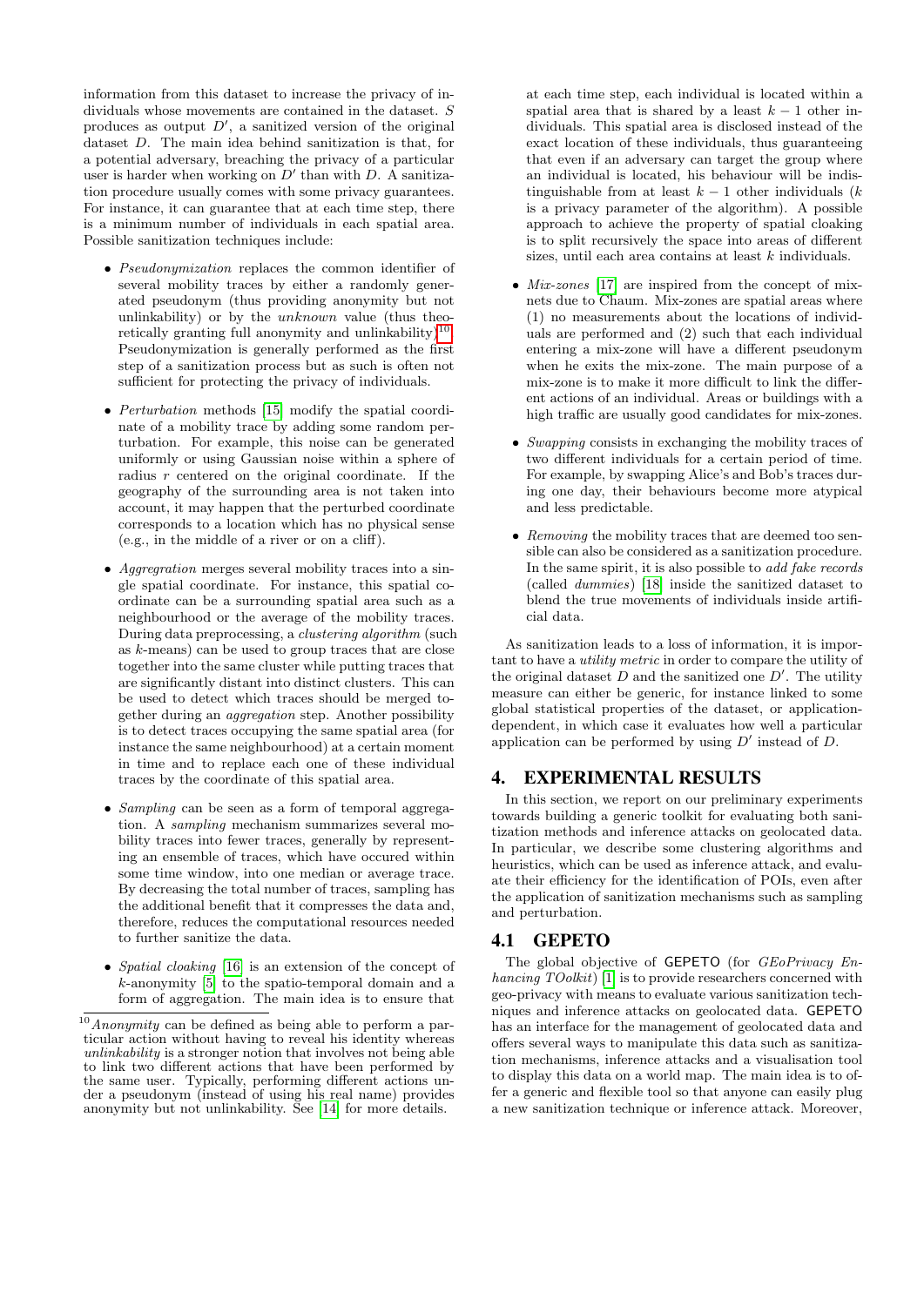information from this dataset to increase the privacy of individuals whose movements are contained in the dataset. $S$ produces as output $D'$, a sanitized version of the original dataset $D$. The main idea behind sanitization is that, for a potential adversary, breaching the privacy of a particular user is harder when working on $D'$ than with $D$. A sanitization procedure usually comes with some privacy guarantees. For instance, it can guarantee that at each time step, there is a minimum number of individuals in each spatial area. Possible sanitization techniques include:

- *Pseudonymization* replaces the common identifier of several mobility traces by either a randomly generated pseudonym (thus providing anonymity but not unlinkability) or by the *unknown* value (thus theoretically granting full anonymity and unlinkability)[10]. Pseudonymization is generally performed as the first step of a sanitization process but as such is often not sufficient for protecting the privacy of individuals.
- *Perturbation* methods [15] modify the spatial coordinate of a mobility trace by adding some random perturbation. For example, this noise can be generated uniformly or using Gaussian noise within a sphere of radius $r$ centered on the original coordinate. If the geography of the surrounding area is not taken into account, it may happen that the perturbed coordinate corresponds to a location which has no physical sense (e.g., in the middle of a river or on a cliff).
- *Aggregration* merges several mobility traces into a single spatial coordinate. For instance, this spatial coordinate can be a surrounding spatial area such as a neighbourhood or the average of the mobility traces. During data preprocessing, a *clustering algorithm* (such as $k$-means) can be used to group traces that are close together into the same cluster while putting traces that are significantly distant into distinct clusters. This can be used to detect which traces should be merged together during an *aggregation* step. Another possibility is to detect traces occupying the same spatial area (for instance the same neighbourhood) at a certain moment in time and to replace each one of these individual traces by the coordinate of this spatial area.
- *Sampling* can be seen as a form of temporal aggregation. A *sampling* mechanism summarizes several mobility traces into fewer traces, generally by representing an ensemble of traces, which have occured within some time window, into one median or average trace. By decreasing the total number of traces, sampling has the additional benefit that it compresses the data and, therefore, reduces the computational resources needed to further sanitize the data.
- *Spatial cloaking* [16] is an extension of the concept of $k$-anonymity [5] to the spatio-temporal domain and a form of aggregation. The main idea is to ensure that at each time step, each individual is located within a spatial area that is shared by a least $k-1$ other individuals. This spatial area is disclosed instead of the exact location of these individuals, thus guaranteeing that even if an adversary can target the group where an individual is located, his behaviour will be indistinguishable from at least $k-1$ other individuals ($k$ is a privacy parameter of the algorithm). A possible approach to achieve the property of spatial cloaking is to split recursively the space into areas of different sizes, until each area contains at least $k$ individuals.
- *Mix-zones* [17] are inspired from the concept of mix-nets due to Chaum. Mix-zones are spatial areas where (1) no measurements about the locations of individuals are performed and (2) such that each individual entering a mix-zone will have a different pseudonym when he exits the mix-zone. The main purpose of a mix-zone is to make it more difficult to link the different actions of an individual. Areas or buildings with a high traffic are usually good candidates for mix-zones.
- *Swapping* consists in exchanging the mobility traces of two different individuals for a certain period of time. For example, by swapping Alice's and Bob's traces during one day, their behaviours become more atypical and less predictable.
- *Removing* the mobility traces that are deemed too sensible can also be considered as a sanitization procedure. In the same spirit, it is also possible to *add fake records* (called *dummies*) [18] inside the sanitized dataset to blend the true movements of individuals inside artificial data.

As sanitization leads to a loss of information, it is important to have a *utility metric* in order to compare the utility of the original dataset $D$ and the sanitized one $D'$. The utility measure can either be generic, for instance linked to some global statistical properties of the dataset, or application-dependent, in which case it evaluates how well a particular application can be performed by using $D'$ instead of $D$.

## 4. EXPERIMENTAL RESULTS

In this section, we report on our preliminary experiments towards building a generic toolkit for evaluating both sanitization methods and inference attacks on geolocated data. In particular, we describe some clustering algorithms and heuristics, which can be used as inference attack, and evaluate their efficiency for the identification of POIs, even after the application of sanitization mechanisms such as sampling and perturbation.

### 4.1 GEPETO

The global objective of GEPETO (for *GEoPrivacy Enhancing TOolkit*) [1] is to provide researchers concerned with geo-privacy with means to evaluate various sanitization techniques and inference attacks on geolocated data. GEPETO has an interface for the management of geolocated data and offers several ways to manipulate this data such as sanitization mechanisms, inference attacks and a visualisation tool to display this data on a world map. The main idea is to offer a generic and flexible tool so that anyone can easily plug a new sanitization technique or inference attack. Moreover,

[10] *Anonymity* can be defined as being able to perform a particular action without having to reveal his identity whereas *unlinkability* is a stronger notion that involves not being able to link two different actions that have been performed by the same user. Typically, performing different actions under a pseudonym (instead of using his real name) provides anonymity but not unlinkability. See [14] for more details.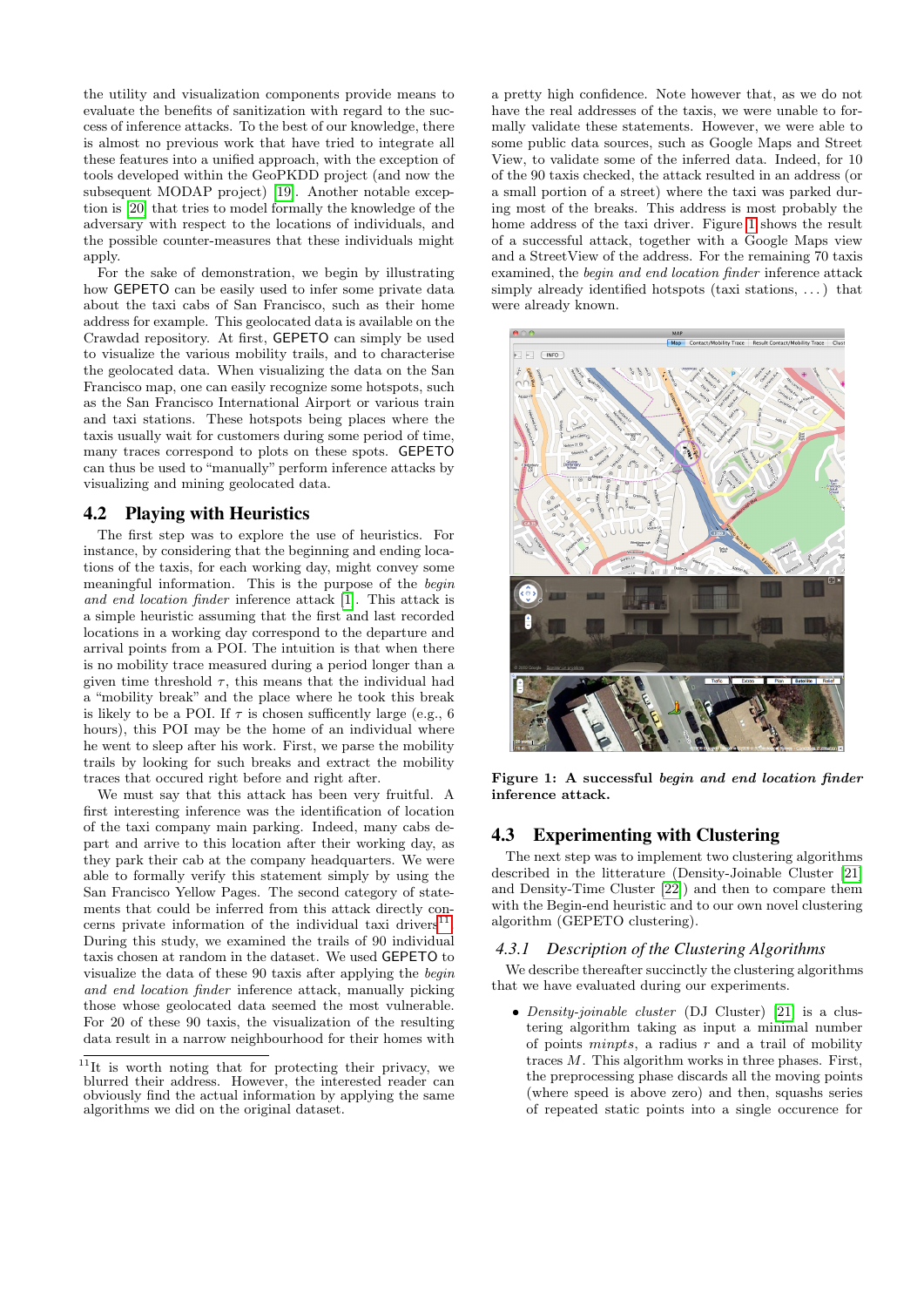the utility and visualization components provide means to evaluate the benefits of sanitization with regard to the success of inference attacks. To the best of our knowledge, there is almost no previous work that have tried to integrate all these features into a unified approach, with the exception of tools developed within the GeoPKDD project (and now the subsequent MODAP project) [19]. Another notable exception is [20] that tries to model formally the knowledge of the adversary with respect to the locations of individuals, and the possible counter-measures that these individuals might apply.

For the sake of demonstration, we begin by illustrating how GEPETO can be easily used to infer some private data about the taxi cabs of San Francisco, such as their home address for example. This geolocated data is available on the Crawdad repository. At first, GEPETO can simply be used to visualize the various mobility trails, and to characterise the geolocated data. When visualizing the data on the San Francisco map, one can easily recognize some hotspots, such as the San Francisco International Airport or various train and taxi stations. These hotspots being places where the taxis usually wait for customers during some period of time, many traces correspond to plots on these spots. GEPETO can thus be used to "manually" perform inference attacks by visualizing and mining geolocated data.

## 4.2 Playing with Heuristics

The first step was to explore the use of heuristics. For instance, by considering that the beginning and ending locations of the taxis, for each working day, might convey some meaningful information. This is the purpose of the *begin and end location finder* inference attack [1]. This attack is a simple heuristic assuming that the first and last recorded locations in a working day correspond to the departure and arrival points from a POI. The intuition is that when there is no mobility trace measured during a period longer than a given time threshold $\tau$, this means that the individual had a "mobility break" and the place where he took this break is likely to be a POI. If $\tau$ is chosen sufficently large (e.g., 6 hours), this POI may be the home of an individual where he went to sleep after his work. First, we parse the mobility trails by looking for such breaks and extract the mobility traces that occured right before and right after.

We must say that this attack has been very fruitful. A first interesting inference was the identification of location of the taxi company main parking. Indeed, many cabs depart and arrive to this location after their working day, as they park their cab at the company headquarters. We were able to formally verify this statement simply by using the San Francisco Yellow Pages. The second category of statements that could be inferred from this attack directly concerns private information of the individual taxi drivers[11]. During this study, we examined the trails of 90 individual taxis chosen at random in the dataset. We used GEPETO to visualize the data of these 90 taxis after applying the *begin and end location finder* inference attack, manually picking those whose geolocated data seemed the most vulnerable. For 20 of these 90 taxis, the visualization of the resulting data result in a narrow neighbourhood for their homes with a pretty high confidence. Note however that, as we do not have the real addresses of the taxis, we were unable to formally validate these statements. However, we were able to use some public data sources, such as Google Maps and Street View, to validate some of the inferred data. Indeed, for 10 of the 90 taxis checked, the attack resulted in an address (or a small portion of a street) where the taxi was parked during most of the breaks. This address is most probably the home address of the taxi driver. Figure 1 shows the result of a successful attack, together with a Google Maps view and a StreetView of the address. For the remaining 70 taxis examined, the *begin and end location finder* inference attack simply already identified hotspots (taxi stations, ...) that were already known.

[11] It is worth noting that for protecting their privacy, we blurred their address. However, the interested reader can obviously find the actual information by applying the same algorithms we did on the original dataset.

**Figure 1: A successful *begin and end location finder* inference attack.**

## 4.3 Experimenting with Clustering

The next step was to implement two clustering algorithms described in the litterature (Density-Joinable Cluster [21] and Density-Time Cluster [22]) and then to compare them with the Begin-end heuristic and to our own novel clustering algorithm (GEPETO clustering).

### 4.3.1 Description of the Clustering Algorithms

We describe thereafter succinctly the clustering algorithms that we have evaluated during our experiments.

- *Density-joinable cluster* (DJ Cluster) [21] is a clustering algorithm taking as input a minimal number of points *minpts*, a radius $r$ and a trail of mobility traces $M$. This algorithm works in three phases. First, the preprocessing phase discards all the moving points (where speed is above zero) and then, squashs series of repeated static points into a single occurence for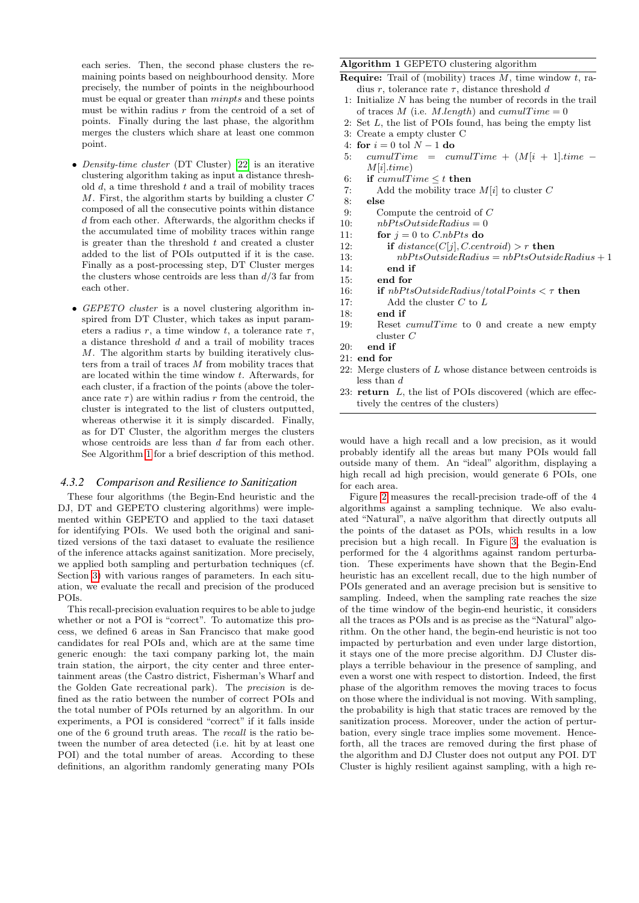each series. Then, the second phase clusters the remaining points based on neighbourhood density. More precisely, the number of points in the neighbourhood must be equal or greater than *minpts* and these points must be within radius $r$ from the centroid of a set of points. Finally during the last phase, the algorithm merges the clusters which share at least one common point.

- *Density-time cluster* (DT Cluster) [22] is an iterative clustering algorithm taking as input a distance threshold $d$, a time threshold $t$ and a trail of mobility traces $M$. First, the algorithm starts by building a cluster $C$ composed of all the consecutive points within distance $d$ from each other. Afterwards, the algorithm checks if the accumulated time of mobility traces within range is greater than the threshold $t$ and created a cluster added to the list of POIs outputted if it is the case. Finally as a post-processing step, DT Cluster merges the clusters whose centroids are less than $d/3$ far from each other.
- *GEPETO cluster* is a novel clustering algorithm inspired from DT Cluster, which takes as input parameters a radius $r$, a time window $t$, a tolerance rate $\tau$, a distance threshold $d$ and a trail of mobility traces $M$. The algorithm starts by building iteratively clusters from a trail of traces $M$ from mobility traces that are located within the time window $t$. Afterwards, for each cluster, if a fraction of the points (above the tolerance rate $\tau$) are within radius $r$ from the centroid, the cluster is integrated to the list of clusters outputted, whereas otherwise it it is simply discarded. Finally, as for DT Cluster, the algorithm merges the clusters whose centroids are less than $d$ far from each other. See Algorithm 1 for a brief description of this method.

### 4.3.2 Comparison and Resilience to Sanitization

These four algorithms (the Begin-End heuristic and the DJ, DT and GEPETO clustering algorithms) were implemented within GEPETO and applied to the taxi dataset for identifying POIs. We used both the original and sanitized versions of the taxi dataset to evaluate the resilience of the inference attacks against sanitization. More precisely, we applied both sampling and perturbation techniques (cf. Section 3) with various ranges of parameters. In each situation, we evaluate the recall and precision of the produced POIs.

This recall-precision evaluation requires to be able to judge whether or not a POI is "correct". To automatize this process, we defined 6 areas in San Francisco that make good candidates for real POIs and, which are at the same time generic enough: the taxi company parking lot, the main train station, the airport, the city center and three entertainment areas (the Castro district, Fisherman's Wharf and the Golden Gate recreational park). The *precision* is defined as the ratio between the number of correct POIs and the total number of POIs returned by an algorithm. In our experiments, a POI is considered "correct" if it falls inside one of the 6 ground truth areas. The *recall* is the ratio between the number of area detected (i.e. hit by at least one POI) and the total number of areas. According to these definitions, an algorithm randomly generating many POIs would have a high recall and a low precision, as it would probably identify all the areas but many POIs would fall outside many of them. An "ideal" algorithm, displaying a high recall ad high precision, would generate 6 POIs, one for each area.

---

**Algorithm 1** GEPETO clustering algorithm

**Require:** Trail of (mobility) traces $M$, time window $t$, radius $r$, tolerance rate $\tau$, distance threshold $d$

1: Initialize $N$ has being the number of records in the trail of traces $M$ (i.e. $M.length$) and $cumulTime = 0$
2: Set $L$, the list of POIs found, has being the empty list
3: Create a empty cluster C
4: **for** $i = 0$ tol $N - 1$ **do**
5: $\quad cumulTime = cumulTime + (M[i+1].time - M[i].time)$
6: $\quad$ **if** $cumulTime \leq t$ **then**
7: $\quad\quad$ Add the mobility trace $M[i]$ to cluster $C$
8: $\quad$ **else**
9: $\quad\quad$ Compute the centroid of $C$
10: $\quad\quad nbPtsOutsideRadius = 0$
11: $\quad\quad$ **for** $j = 0$ to $C.nbPts$ **do**
12: $\quad\quad\quad$ **if** $distance(C[j], C.centroid) > r$ **then**
13: $\quad\quad\quad\quad nbPtsOutsideRadius = nbPtsOutsideRadius + 1$
14: $\quad\quad\quad$ **end if**
15: $\quad\quad$ **end for**
16: $\quad\quad$ **if** $nbPtsOutsideRadius/totalPoints < \tau$ **then**
17: $\quad\quad\quad$ Add the cluster $C$ to $L$
18: $\quad\quad$ **end if**
19: $\quad\quad$ Reset $cumulTime$ to 0 and create a new empty cluster $C$
20: $\quad$ **end if**
21: **end for**
22: Merge clusters of $L$ whose distance between centroids is less than $d$
23: **return** $L$, the list of POIs discovered (which are effectively the centres of the clusters)

---

Figure 2 measures the recall-precision trade-off of the 4 algorithms against a sampling technique. We also evaluated "Natural", a naïve algorithm that directly outputs all the points of the dataset as POIs, which results in a low precision but a high recall. In Figure 3, the evaluation is performed for the 4 algorithms against random perturbation. These experiments have shown that the Begin-End heuristic has an excellent recall, due to the high number of POIs generated and an average precision but is sensitive to sampling. Indeed, when the sampling rate reaches the size of the time window of the begin-end heuristic, it considers all the traces as POIs and is as precise as the "Natural" algorithm. On the other hand, the begin-end heuristic is not too impacted by perturbation and even under large distortion, it stays one of the more precise algorithm. DJ Cluster displays a terrible behaviour in the presence of sampling, and even a worst one with respect to distortion. Indeed, the first phase of the algorithm removes the moving traces to focus on those where the individual is not moving. With sampling, the probability is high that static traces are removed by the sanitization process. Moreover, under the action of perturbation, every single trace implies some movement. Henceforth, all the traces are removed during the first phase of the algorithm and DJ Cluster does not output any POI. DT Cluster is highly resilient against sampling, with a high re-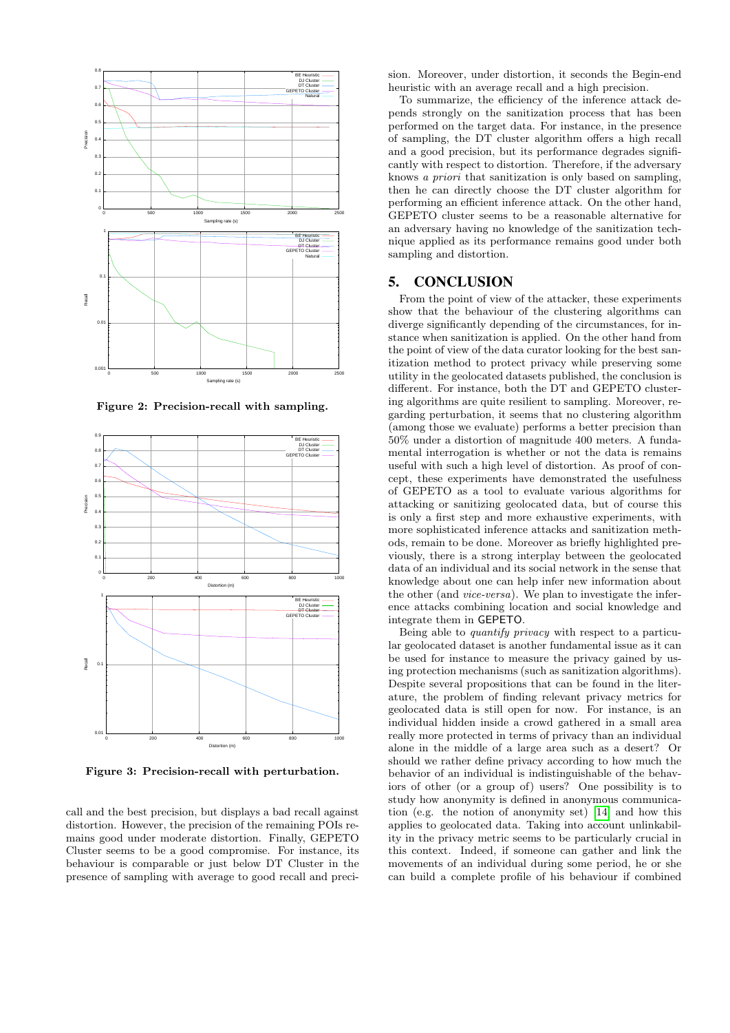0.8
0.7
0.6
0.5
0.4
0.3
0.2
0.1
0
Precision
0 500 1000 1500 2000 2500
Sampling rate (s)
BE Heuristic
DJ Cluster
DT Cluster
GEPETO Cluster
Natural

1
0.1
0.01
0.001
Recall
0 500 1000 1500 2000 2500
Sampling rate (s)
BE Heuristic
DJ Cluster
DT Cluster
GEPETO Cluster
Natural

**Figure 2: Precision-recall with sampling.**

0.9
0.8
0.7
0.6
0.5
0.4
0.3
0.2
0.1
0
Precision
0 200 400 600 800 1000
Distortion (m)
BE Heuristic
DJ Cluster
DT Cluster
GEPETO Cluster

1
0.1
0.01
Recall
0 200 400 600 800 1000
Distortion (m)
BE Heuristic
DJ Cluster
DT Cluster
GEPETO Cluster

**Figure 3: Precision-recall with perturbation.**

call and the best precision, but displays a bad recall against distortion. However, the precision of the remaining POIs remains good under moderate distortion. Finally, GEPETO Cluster seems to be a good compromise. For instance, its behaviour is comparable or just below DT Cluster in the presence of sampling with average to good recall and precision. Moreover, under distortion, it seconds the Begin-end heuristic with an average recall and a high precision.

To summarize, the efficiency of the inference attack depends strongly on the sanitization process that has been performed on the target data. For instance, in the presence of sampling, the DT cluster algorithm offers a high recall and a good precision, but its performance degrades significantly with respect to distortion. Therefore, if the adversary knows *a priori* that sanitization is only based on sampling, then he can directly choose the DT cluster algorithm for performing an efficient inference attack. On the other hand, GEPETO cluster seems to be a reasonable alternative for an adversary having no knowledge of the sanitization technique applied as its performance remains good under both sampling and distortion.

## 5. CONCLUSION

From the point of view of the attacker, these experiments show that the behaviour of the clustering algorithms can diverge significantly depending of the circumstances, for instance when sanitization is applied. On the other hand from the point of view of the data curator looking for the best sanitization method to protect privacy while preserving some utility in the geolocated datasets published, the conclusion is different. For instance, both the DT and GEPETO clustering algorithms are quite resilient to sampling. Moreover, regarding perturbation, it seems that no clustering algorithm (among those we evaluate) performs a better precision than 50% under a distortion of magnitude 400 meters. A fundamental interrogation is whether or not the data is remains useful with such a high level of distortion. As proof of concept, these experiments have demonstrated the usefulness of GEPETO as a tool to evaluate various algorithms for attacking or sanitizing geolocated data, but of course this is only a first step and more exhaustive experiments, with more sophisticated inference attacks and sanitization methods, remain to be done. Moreover as briefly highlighted previously, there is a strong interplay between the geolocated data of an individual and its social network in the sense that knowledge about one can help infer new information about the other (and *vice-versa*). We plan to investigate the inference attacks combining location and social knowledge and integrate them in GEPETO.

Being able to *quantify privacy* with respect to a particular geolocated dataset is another fundamental issue as it can be used for instance to measure the privacy gained by using protection mechanisms (such as sanitization algorithms). Despite several propositions that can be found in the literature, the problem of finding relevant privacy metrics for geolocated data is still open for now. For instance, is an individual hidden inside a crowd gathered in a small area really more protected in terms of privacy than an individual alone in the middle of a large area such as a desert? Or should we rather define privacy according to how much the behavior of an individual is indistinguishable of the behaviors of other (or a group of) users? One possibility is to study how anonymity is defined in anonymous communication (e.g. the notion of anonymity set) [14] and how this applies to geolocated data. Taking into account unlinkability in the privacy metric seems to be particularly crucial in this context. Indeed, if someone can gather and link the movements of an individual during some period, he or she can build a complete profile of his behaviour if combined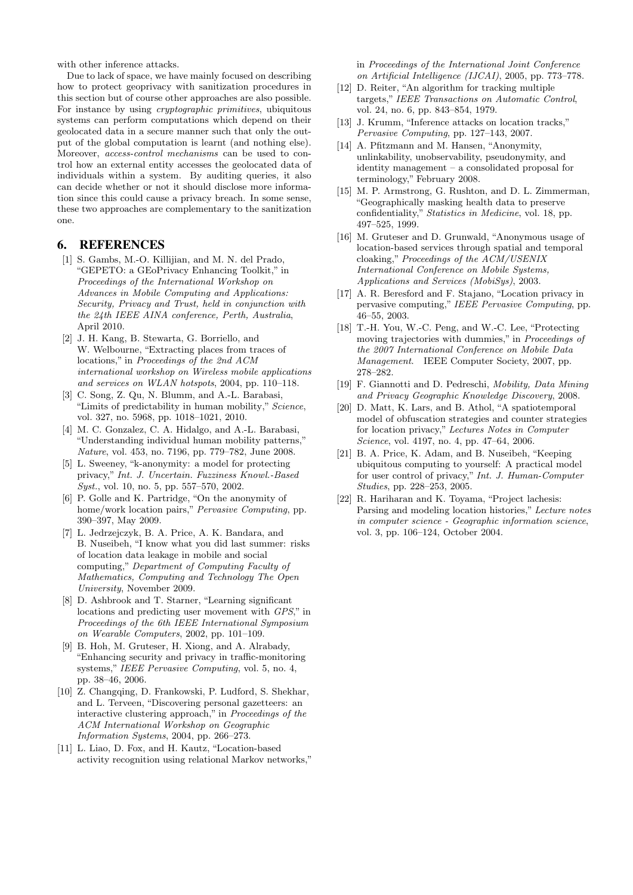with other inference attacks.

Due to lack of space, we have mainly focused on describing how to protect geoprivacy with sanitization procedures in this section but of course other approaches are also possible. For instance by using *cryptographic primitives*, ubiquitous systems can perform computations which depend on their geolocated data in a secure manner such that only the output of the global computation is learnt (and nothing else). Moreover, *access-control mechanisms* can be used to control how an external entity accesses the geolocated data of individuals within a system. By auditing queries, it also can decide whether or not it should disclose more information since this could cause a privacy breach. In some sense, these two approaches are complementary to the sanitization one.

## 6. REFERENCES

[1] S. Gambs, M.-O. Killijian, and M. N. del Prado, "GEPETO: a GEoPrivacy Enhancing Toolkit," in *Proceedings of the International Workshop on Advances in Mobile Computing and Applications: Security, Privacy and Trust, held in conjunction with the 24th IEEE AINA conference, Perth, Australia*, April 2010.

[2] J. H. Kang, B. Stewarta, G. Borriello, and W. Welbourne, "Extracting places from traces of locations," in *Proceedings of the 2nd ACM international workshop on Wireless mobile applications and services on WLAN hotspots*, 2004, pp. 110–118.

[3] C. Song, Z. Qu, N. Blumm, and A.-L. Barabasi, "Limits of predictability in human mobility," *Science*, vol. 327, no. 5968, pp. 1018–1021, 2010.

[4] M. C. Gonzalez, C. A. Hidalgo, and A.-L. Barabasi, "Understanding individual human mobility patterns," *Nature*, vol. 453, no. 7196, pp. 779–782, June 2008.

[5] L. Sweeney, "k-anonymity: a model for protecting privacy," *Int. J. Uncertain. Fuzziness Knowl.-Based Syst.*, vol. 10, no. 5, pp. 557–570, 2002.

[6] P. Golle and K. Partridge, "On the anonymity of home/work location pairs," *Pervasive Computing*, pp. 390–397, May 2009.

[7] L. Jedrzejczyk, B. A. Price, A. K. Bandara, and B. Nuseibeh, "I know what you did last summer: risks of location data leakage in mobile and social computing," *Department of Computing Faculty of Mathematics, Computing and Technology The Open University*, November 2009.

[8] D. Ashbrook and T. Starner, "Learning significant locations and predicting user movement with *GPS*," in *Proceedings of the 6th IEEE International Symposium on Wearable Computers*, 2002, pp. 101–109.

[9] B. Hoh, M. Gruteser, H. Xiong, and A. Alrabady, "Enhancing security and privacy in traffic-monitoring systems," *IEEE Pervasive Computing*, vol. 5, no. 4, pp. 38–46, 2006.

[10] Z. Changqing, D. Frankowski, P. Ludford, S. Shekhar, and L. Terveen, "Discovering personal gazetteers: an interactive clustering approach," in *Proceedings of the ACM International Workshop on Geographic Information Systems*, 2004, pp. 266–273.

[11] L. Liao, D. Fox, and H. Kautz, "Location-based activity recognition using relational Markov networks," in *Proceedings of the International Joint Conference on Artificial Intelligence (IJCAI)*, 2005, pp. 773–778.

[12] D. Reiter, "An algorithm for tracking multiple targets," *IEEE Transactions on Automatic Control*, vol. 24, no. 6, pp. 843–854, 1979.

[13] J. Krumm, "Inference attacks on location tracks," *Pervasive Computing*, pp. 127–143, 2007.

[14] A. Pfitzmann and M. Hansen, "Anonymity, unlinkability, unobservability, pseudonymity, and identity management – a consolidated proposal for terminology," February 2008.

[15] M. P. Armstrong, G. Rushton, and D. L. Zimmerman, "Geographically masking health data to preserve confidentiality," *Statistics in Medicine*, vol. 18, pp. 497–525, 1999.

[16] M. Gruteser and D. Grunwald, "Anonymous usage of location-based services through spatial and temporal cloaking," *Proceedings of the ACM/USENIX International Conference on Mobile Systems, Applications and Services (MobiSys)*, 2003.

[17] A. R. Beresford and F. Stajano, "Location privacy in pervasive computing," *IEEE Pervasive Computing*, pp. 46–55, 2003.

[18] T.-H. You, W.-C. Peng, and W.-C. Lee, "Protecting moving trajectories with dummies," in *Proceedings of the 2007 International Conference on Mobile Data Management*. IEEE Computer Society, 2007, pp. 278–282.

[19] F. Giannotti and D. Pedreschi, *Mobility, Data Mining and Privacy Geographic Knowledge Discovery*, 2008.

[20] D. Matt, K. Lars, and B. Athol, "A spatiotemporal model of obfuscation strategies and counter strategies for location privacy," *Lectures Notes in Computer Science*, vol. 4197, no. 4, pp. 47–64, 2006.

[21] B. A. Price, K. Adam, and B. Nuseibeh, "Keeping ubiquitous computing to yourself: A practical model for user control of privacy," *Int. J. Human-Computer Studies*, pp. 228–253, 2005.

[22] R. Hariharan and K. Toyama, "Project lachesis: Parsing and modeling location histories," *Lecture notes in computer science - Geographic information science*, vol. 3, pp. 106–124, October 2004.